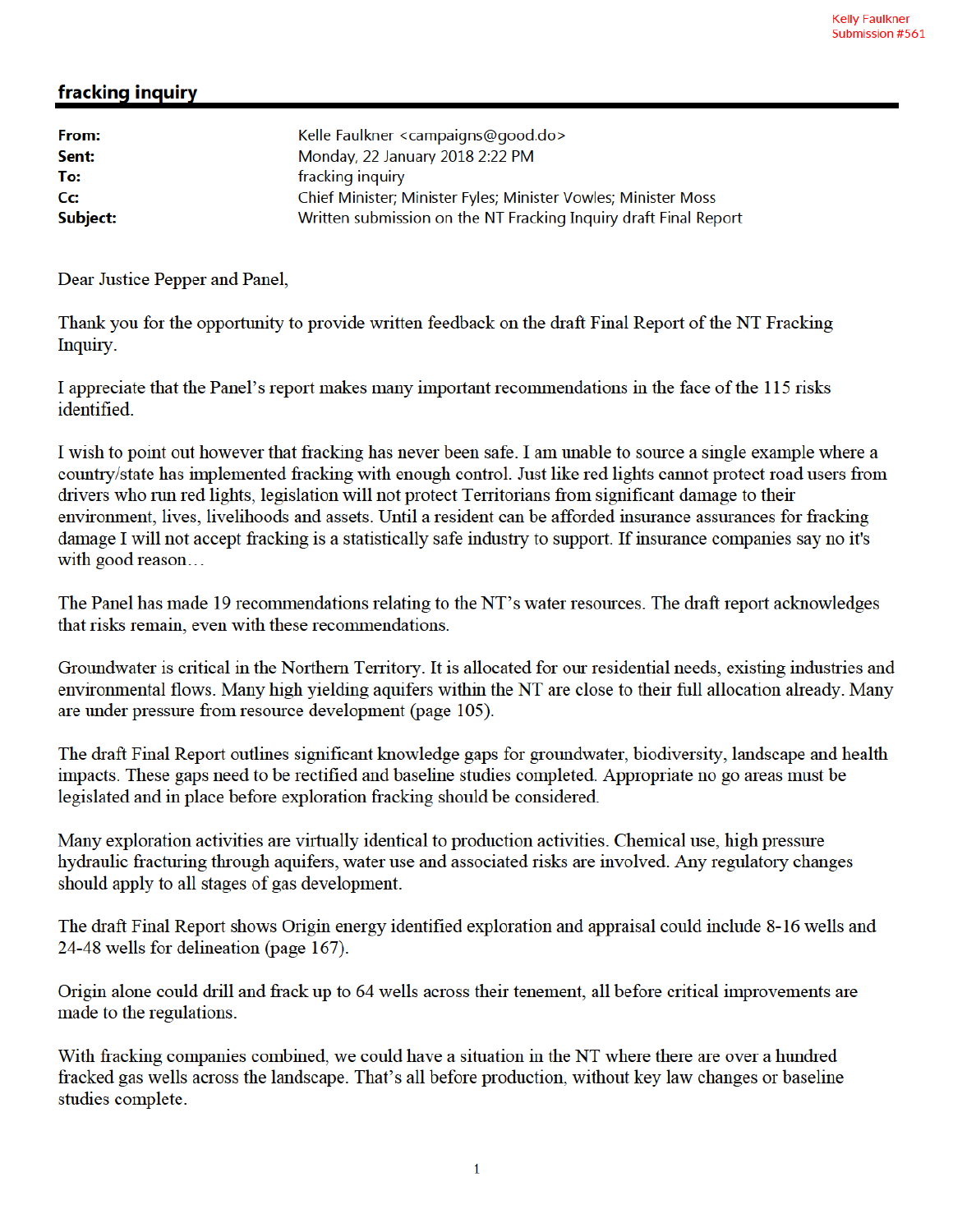Kelly Faulkner
Submission #561

## fracking inquiry

| | |
|---|---|
| **From:** | Kelle Faulkner <campaigns@good.do> |
| **Sent:** | Monday, 22 January 2018 2:22 PM |
| **To:** | fracking inquiry |
| **Cc:** | Chief Minister; Minister Fyles; Minister Vowles; Minister Moss |
| **Subject:** | Written submission on the NT Fracking Inquiry draft Final Report |

Dear Justice Pepper and Panel,

Thank you for the opportunity to provide written feedback on the draft Final Report of the NT Fracking Inquiry.

I appreciate that the Panel's report makes many important recommendations in the face of the 115 risks identified.

I wish to point out however that fracking has never been safe. I am unable to source a single example where a country/state has implemented fracking with enough control. Just like red lights cannot protect road users from drivers who run red lights, legislation will not protect Territorians from significant damage to their environment, lives, livelihoods and assets. Until a resident can be afforded insurance assurances for fracking damage I will not accept fracking is a statistically safe industry to support. If insurance companies say no it's with good reason…

The Panel has made 19 recommendations relating to the NT's water resources. The draft report acknowledges that risks remain, even with these recommendations.

Groundwater is critical in the Northern Territory. It is allocated for our residential needs, existing industries and environmental flows. Many high yielding aquifers within the NT are close to their full allocation already. Many are under pressure from resource development (page 105).

The draft Final Report outlines significant knowledge gaps for groundwater, biodiversity, landscape and health impacts. These gaps need to be rectified and baseline studies completed. Appropriate no go areas must be legislated and in place before exploration fracking should be considered.

Many exploration activities are virtually identical to production activities. Chemical use, high pressure hydraulic fracturing through aquifers, water use and associated risks are involved. Any regulatory changes should apply to all stages of gas development.

The draft Final Report shows Origin energy identified exploration and appraisal could include 8-16 wells and 24-48 wells for delineation (page 167).

Origin alone could drill and frack up to 64 wells across their tenement, all before critical improvements are made to the regulations.

With fracking companies combined, we could have a situation in the NT where there are over a hundred fracked gas wells across the landscape. That's all before production, without key law changes or baseline studies complete.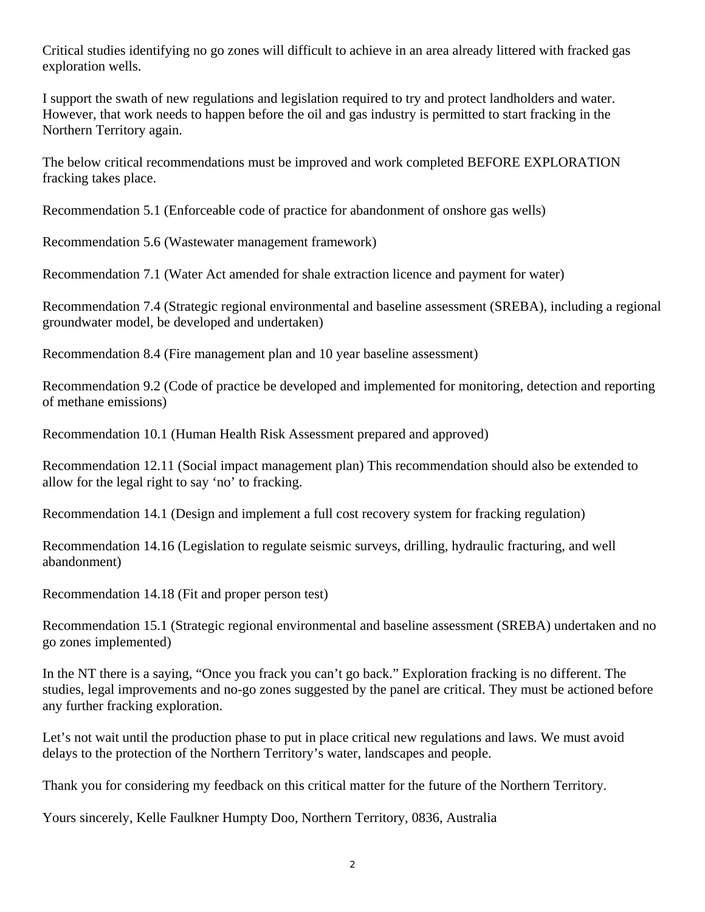Critical studies identifying no go zones will difficult to achieve in an area already littered with fracked gas exploration wells.

I support the swath of new regulations and legislation required to try and protect landholders and water. However, that work needs to happen before the oil and gas industry is permitted to start fracking in the Northern Territory again.

The below critical recommendations must be improved and work completed BEFORE EXPLORATION fracking takes place.

Recommendation 5.1 (Enforceable code of practice for abandonment of onshore gas wells)

Recommendation 5.6 (Wastewater management framework)

Recommendation 7.1 (Water Act amended for shale extraction licence and payment for water)

Recommendation 7.4 (Strategic regional environmental and baseline assessment (SREBA), including a regional groundwater model, be developed and undertaken)

Recommendation 8.4 (Fire management plan and 10 year baseline assessment)

Recommendation 9.2 (Code of practice be developed and implemented for monitoring, detection and reporting of methane emissions)

Recommendation 10.1 (Human Health Risk Assessment prepared and approved)

Recommendation 12.11 (Social impact management plan) This recommendation should also be extended to allow for the legal right to say 'no' to fracking.

Recommendation 14.1 (Design and implement a full cost recovery system for fracking regulation)

Recommendation 14.16 (Legislation to regulate seismic surveys, drilling, hydraulic fracturing, and well abandonment)

Recommendation 14.18 (Fit and proper person test)

Recommendation 15.1 (Strategic regional environmental and baseline assessment (SREBA) undertaken and no go zones implemented)

In the NT there is a saying, "Once you frack you can't go back." Exploration fracking is no different. The studies, legal improvements and no-go zones suggested by the panel are critical. They must be actioned before any further fracking exploration.

Let's not wait until the production phase to put in place critical new regulations and laws. We must avoid delays to the protection of the Northern Territory's water, landscapes and people.

Thank you for considering my feedback on this critical matter for the future of the Northern Territory.

Yours sincerely, Kelle Faulkner Humpty Doo, Northern Territory, 0836, Australia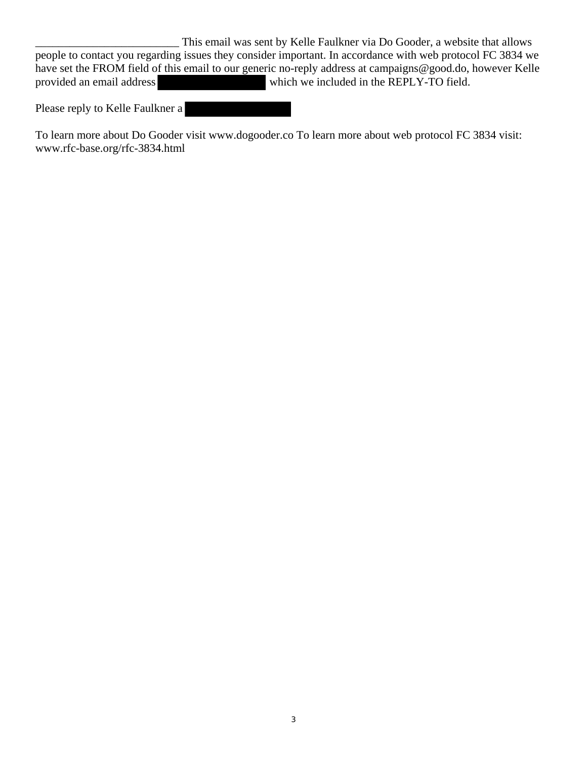_________________________ This email was sent by Kelle Faulkner via Do Gooder, a website that allows people to contact you regarding issues they consider important. In accordance with web protocol FC 3834 we have set the FROM field of this email to our generic no-reply address at campaigns@good.do, however Kelle provided an email address [REDACTED] which we included in the REPLY-TO field.

Please reply to Kelle Faulkner a [REDACTED]

To learn more about Do Gooder visit www.dogooder.co To learn more about web protocol FC 3834 visit: www.rfc-base.org/rfc-3834.html